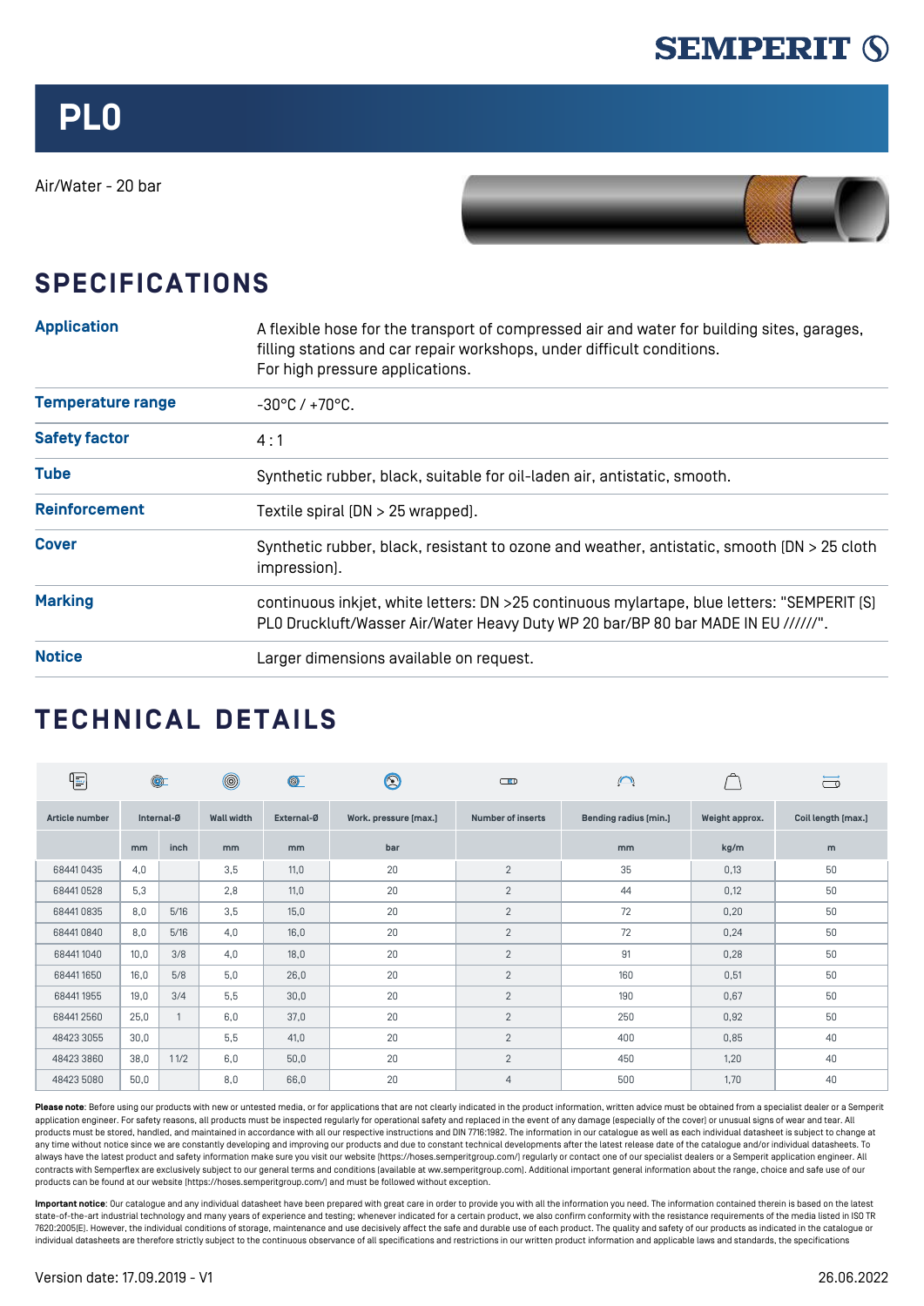# PLO

Air/Water - 20 bar

## SPECIFICATIONS

| | |
|---|---|
| **Application** | A flexible hose for the transport of compressed air and water for building sites, garages, filling stations and car repair workshops, under difficult conditions. For high pressure applications. |
| **Temperature range** | -30°C / +70°C. |
| **Safety factor** | 4 : 1 |
| **Tube** | Synthetic rubber, black, suitable for oil-laden air, antistatic, smooth. |
| **Reinforcement** | Textile spiral (DN > 25 wrapped). |
| **Cover** | Synthetic rubber, black, resistant to ozone and weather, antistatic, smooth (DN > 25 cloth impression). |
| **Marking** | continuous inkjet, white letters: DN >25 continuous mylartape, blue letters: "SEMPERIT (S) PLO Druckluft/Wasser Air/Water Heavy Duty WP 20 bar/BP 80 bar MADE IN EU //////". |
| **Notice** | Larger dimensions available on request. |

## TECHNICAL DETAILS

| Article number | Internal-Ø | | Wall width | External-Ø | Work. pressure (max.) | Number of inserts | Bending radius (min.) | Weight approx. | Coil length (max.) |
|---|---|---|---|---|---|---|---|---|---|
| | mm | inch | mm | mm | bar | | mm | kg/m | m |
| 68441 0435 | 4,0 | | 3,5 | 11,0 | 20 | 2 | 35 | 0,13 | 50 |
| 68441 0528 | 5,3 | | 2,8 | 11,0 | 20 | 2 | 44 | 0,12 | 50 |
| 68441 0835 | 8,0 | 5/16 | 3,5 | 15,0 | 20 | 2 | 72 | 0,20 | 50 |
| 68441 0840 | 8,0 | 5/16 | 4,0 | 16,0 | 20 | 2 | 72 | 0,24 | 50 |
| 68441 1040 | 10,0 | 3/8 | 4,0 | 18,0 | 20 | 2 | 91 | 0,28 | 50 |
| 68441 1650 | 16,0 | 5/8 | 5,0 | 26,0 | 20 | 2 | 160 | 0,51 | 50 |
| 68441 1955 | 19,0 | 3/4 | 5,5 | 30,0 | 20 | 2 | 190 | 0,67 | 50 |
| 68441 2560 | 25,0 | 1 | 6,0 | 37,0 | 20 | 2 | 250 | 0,92 | 50 |
| 48423 3055 | 30,0 | | 5,5 | 41,0 | 20 | 2 | 400 | 0,85 | 40 |
| 48423 3860 | 38,0 | 1 1/2 | 6,0 | 50,0 | 20 | 2 | 450 | 1,20 | 40 |
| 48423 5080 | 50,0 | | 8,0 | 66,0 | 20 | 4 | 500 | 1,70 | 40 |

**Please note**: Before using our products with new or untested media, or for applications that are not clearly indicated in the product information, written advice must be obtained from a specialist dealer or a Semperit application engineer. For safety reasons, all products must be inspected regularly for operational safety and replaced in the event of any damage (especially of the cover) or unusual signs of wear and tear. All products must be stored, handled, and maintained in accordance with all our respective instructions and DIN 7716:1982. The information in our catalogue as well as each individual datasheet is subject to change at any time without notice since we are constantly developing and improving our products and due to constant technical developments after the latest release date of the catalogue and/or individual datasheets. To always have the latest product and safety information make sure you visit our website (https://hoses.semperitgroup.com/) regularly or contact one of our specialist dealers or a Semperit application engineer. All contracts with Semperflex are exclusively subject to our general terms and conditions (available at ww.semperitgroup.com). Additional important general information about the range, choice and safe use of our products can be found at our website (https://hoses.semperitgroup.com/) and must be followed without exception.

**Important notice**: Our catalogue and any individual datasheet have been prepared with great care in order to provide you with all the information you need. The information contained therein is based on the latest state-of-the-art industrial technology and many years of experience and testing; whenever indicated for a certain product, we also confirm conformity with the resistance requirements of the media listed in ISO TR 7620:2005(E). However, the individual conditions of storage, maintenance and use decisively affect the safe and durable use of each product. The quality and safety of our products as indicated in the catalogue or individual datasheets are therefore strictly subject to the continuous observance of all specifications and restrictions in our written product information and applicable laws and standards, the specifications

Version date: 17.09.2019 - V1

26.06.2022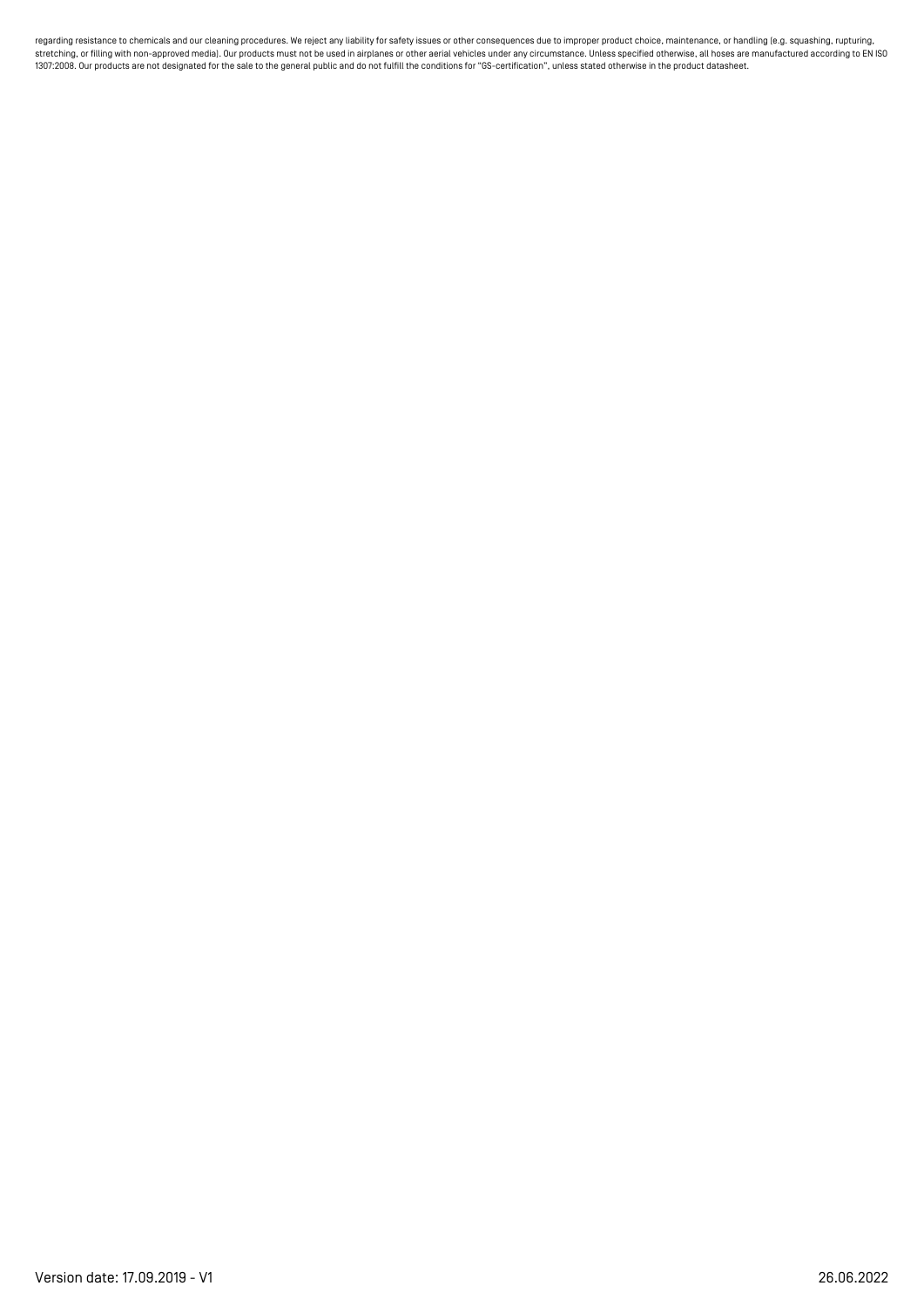regarding resistance to chemicals and our cleaning procedures. We reject any liability for safety issues or other consequences due to improper product choice, maintenance, or handling (e.g. squashing, rupturing, stretching, or filling with non-approved media). Our products must not be used in airplanes or other aerial vehicles under any circumstance. Unless specified otherwise, all hoses are manufactured according to EN ISO 1307:2008. Our products are not designated for the sale to the general public and do not fulfill the conditions for "GS-certification", unless stated otherwise in the product datasheet.

Version date: 17.09.2019 - V1

26.06.2022